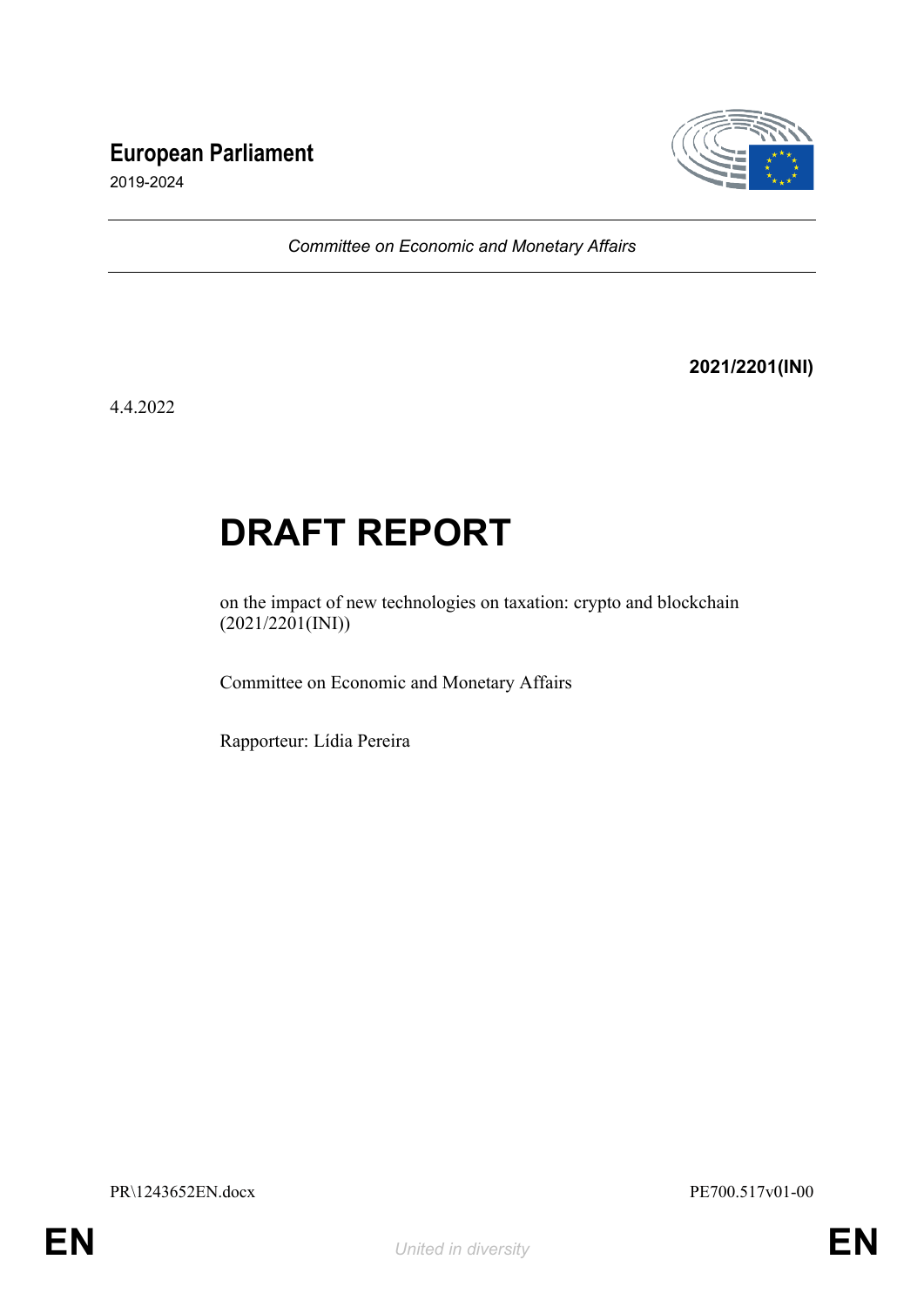# European Parliament

2019-2024

*Committee on Economic and Monetary Affairs*

**2021/2201(INI)**

4.4.2022

# DRAFT REPORT

on the impact of new technologies on taxation: crypto and blockchain (2021/2201(INI))

Committee on Economic and Monetary Affairs

Rapporteur: Lídia Pereira

PR\1243652EN.docx PE700.517v01-00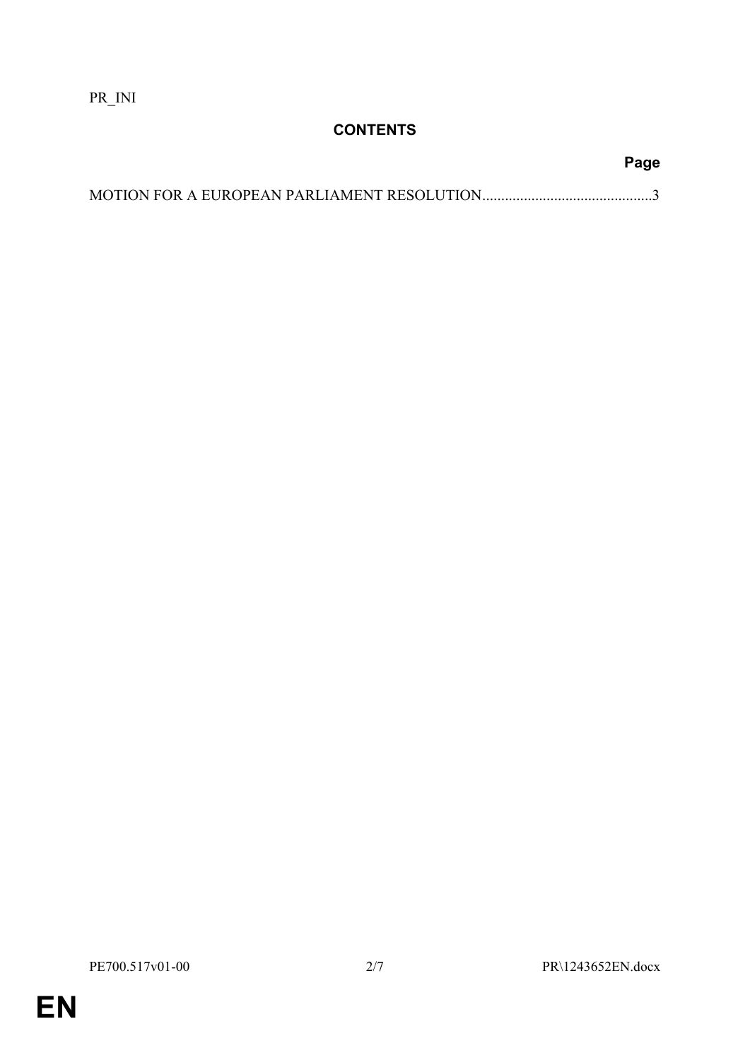PR_INI

## CONTENTS

**Page**

MOTION FOR A EUROPEAN PARLIAMENT RESOLUTION.............................................3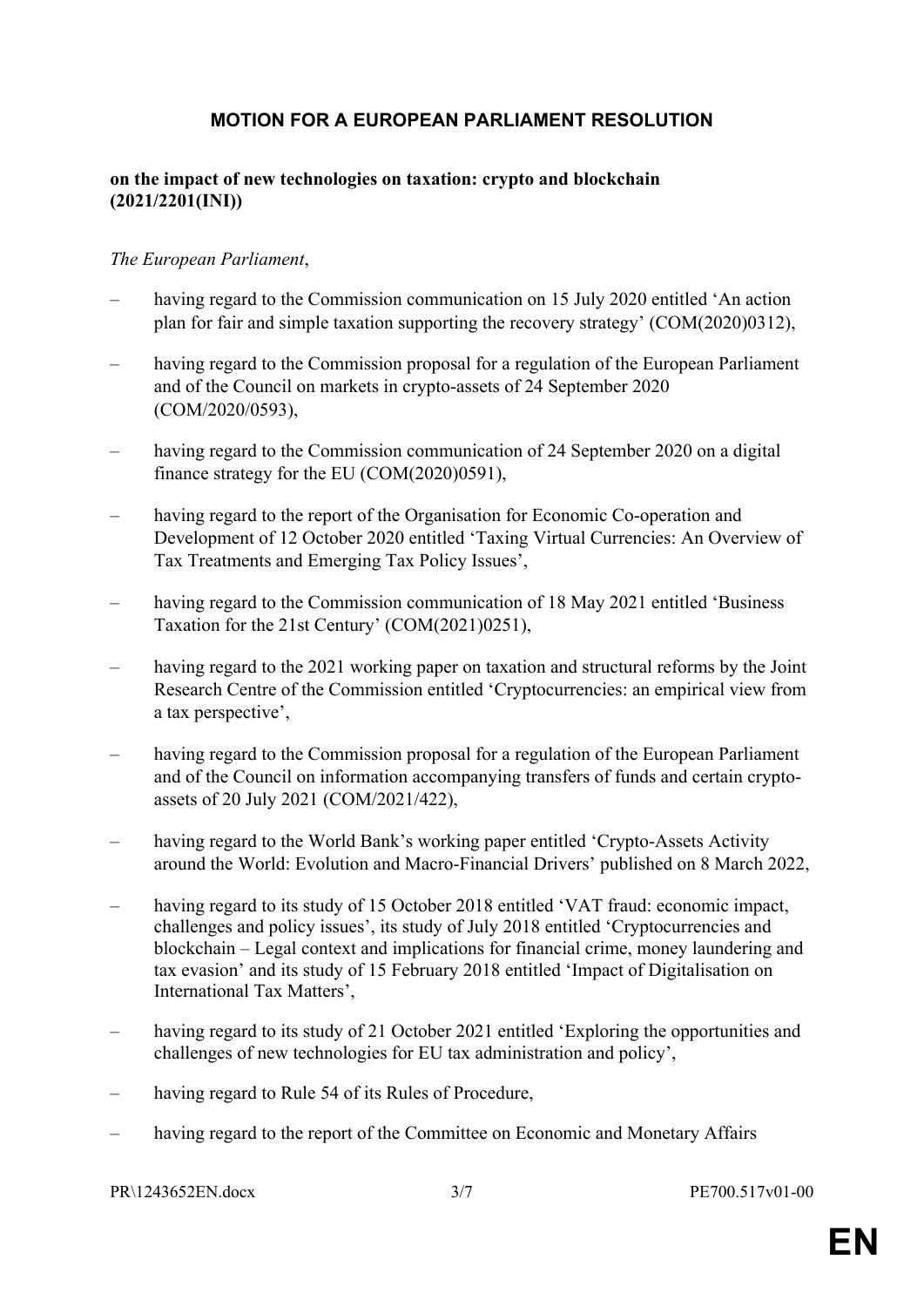# MOTION FOR A EUROPEAN PARLIAMENT RESOLUTION

**on the impact of new technologies on taxation: crypto and blockchain (2021/2201(INI))**

*The European Parliament*,

– having regard to the Commission communication on 15 July 2020 entitled 'An action plan for fair and simple taxation supporting the recovery strategy' (COM(2020)0312),

– having regard to the Commission proposal for a regulation of the European Parliament and of the Council on markets in crypto-assets of 24 September 2020 (COM/2020/0593),

– having regard to the Commission communication of 24 September 2020 on a digital finance strategy for the EU (COM(2020)0591),

– having regard to the report of the Organisation for Economic Co-operation and Development of 12 October 2020 entitled 'Taxing Virtual Currencies: An Overview of Tax Treatments and Emerging Tax Policy Issues',

– having regard to the Commission communication of 18 May 2021 entitled 'Business Taxation for the 21st Century' (COM(2021)0251),

– having regard to the 2021 working paper on taxation and structural reforms by the Joint Research Centre of the Commission entitled 'Cryptocurrencies: an empirical view from a tax perspective',

– having regard to the Commission proposal for a regulation of the European Parliament and of the Council on information accompanying transfers of funds and certain crypto-assets of 20 July 2021 (COM/2021/422),

– having regard to the World Bank's working paper entitled 'Crypto-Assets Activity around the World: Evolution and Macro-Financial Drivers' published on 8 March 2022,

– having regard to its study of 15 October 2018 entitled 'VAT fraud: economic impact, challenges and policy issues', its study of July 2018 entitled 'Cryptocurrencies and blockchain – Legal context and implications for financial crime, money laundering and tax evasion' and its study of 15 February 2018 entitled 'Impact of Digitalisation on International Tax Matters',

– having regard to its study of 21 October 2021 entitled 'Exploring the opportunities and challenges of new technologies for EU tax administration and policy',

– having regard to Rule 54 of its Rules of Procedure,

– having regard to the report of the Committee on Economic and Monetary Affairs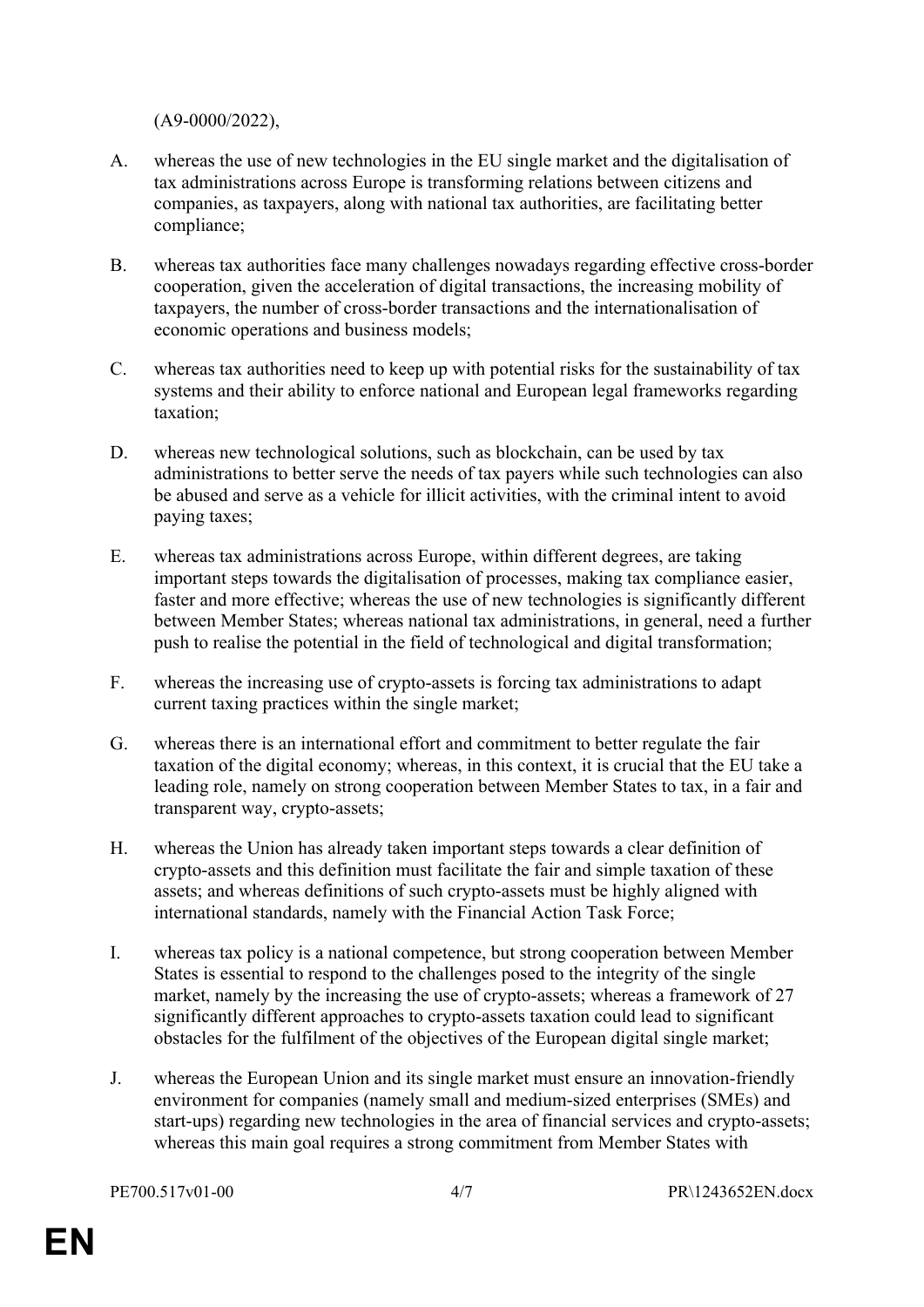(A9-0000/2022),

A. whereas the use of new technologies in the EU single market and the digitalisation of tax administrations across Europe is transforming relations between citizens and companies, as taxpayers, along with national tax authorities, are facilitating better compliance;

B. whereas tax authorities face many challenges nowadays regarding effective cross-border cooperation, given the acceleration of digital transactions, the increasing mobility of taxpayers, the number of cross-border transactions and the internationalisation of economic operations and business models;

C. whereas tax authorities need to keep up with potential risks for the sustainability of tax systems and their ability to enforce national and European legal frameworks regarding taxation;

D. whereas new technological solutions, such as blockchain, can be used by tax administrations to better serve the needs of tax payers while such technologies can also be abused and serve as a vehicle for illicit activities, with the criminal intent to avoid paying taxes;

E. whereas tax administrations across Europe, within different degrees, are taking important steps towards the digitalisation of processes, making tax compliance easier, faster and more effective; whereas the use of new technologies is significantly different between Member States; whereas national tax administrations, in general, need a further push to realise the potential in the field of technological and digital transformation;

F. whereas the increasing use of crypto-assets is forcing tax administrations to adapt current taxing practices within the single market;

G. whereas there is an international effort and commitment to better regulate the fair taxation of the digital economy; whereas, in this context, it is crucial that the EU take a leading role, namely on strong cooperation between Member States to tax, in a fair and transparent way, crypto-assets;

H. whereas the Union has already taken important steps towards a clear definition of crypto-assets and this definition must facilitate the fair and simple taxation of these assets; and whereas definitions of such crypto-assets must be highly aligned with international standards, namely with the Financial Action Task Force;

I. whereas tax policy is a national competence, but strong cooperation between Member States is essential to respond to the challenges posed to the integrity of the single market, namely by the increasing the use of crypto-assets; whereas a framework of 27 significantly different approaches to crypto-assets taxation could lead to significant obstacles for the fulfilment of the objectives of the European digital single market;

J. whereas the European Union and its single market must ensure an innovation-friendly environment for companies (namely small and medium-sized enterprises (SMEs) and start-ups) regarding new technologies in the area of financial services and crypto-assets; whereas this main goal requires a strong commitment from Member States with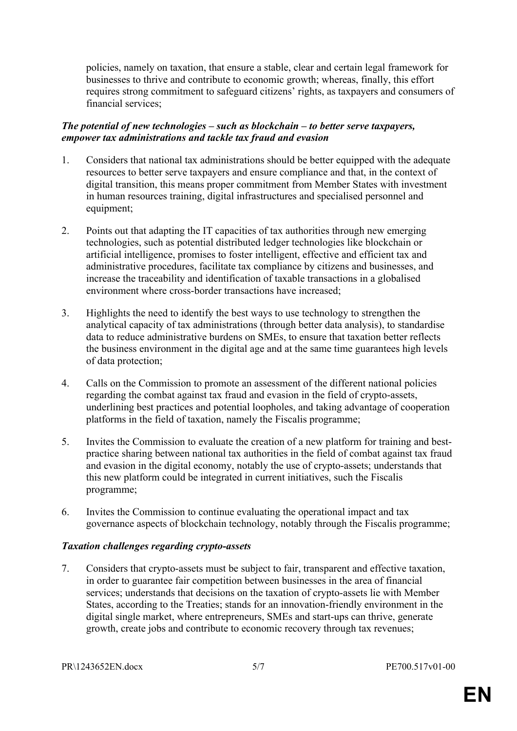policies, namely on taxation, that ensure a stable, clear and certain legal framework for businesses to thrive and contribute to economic growth; whereas, finally, this effort requires strong commitment to safeguard citizens' rights, as taxpayers and consumers of financial services;

***The potential of new technologies – such as blockchain – to better serve taxpayers, empower tax administrations and tackle tax fraud and evasion***

1. Considers that national tax administrations should be better equipped with the adequate resources to better serve taxpayers and ensure compliance and that, in the context of digital transition, this means proper commitment from Member States with investment in human resources training, digital infrastructures and specialised personnel and equipment;

2. Points out that adapting the IT capacities of tax authorities through new emerging technologies, such as potential distributed ledger technologies like blockchain or artificial intelligence, promises to foster intelligent, effective and efficient tax and administrative procedures, facilitate tax compliance by citizens and businesses, and increase the traceability and identification of taxable transactions in a globalised environment where cross-border transactions have increased;

3. Highlights the need to identify the best ways to use technology to strengthen the analytical capacity of tax administrations (through better data analysis), to standardise data to reduce administrative burdens on SMEs, to ensure that taxation better reflects the business environment in the digital age and at the same time guarantees high levels of data protection;

4. Calls on the Commission to promote an assessment of the different national policies regarding the combat against tax fraud and evasion in the field of crypto-assets, underlining best practices and potential loopholes, and taking advantage of cooperation platforms in the field of taxation, namely the Fiscalis programme;

5. Invites the Commission to evaluate the creation of a new platform for training and best-practice sharing between national tax authorities in the field of combat against tax fraud and evasion in the digital economy, notably the use of crypto-assets; understands that this new platform could be integrated in current initiatives, such the Fiscalis programme;

6. Invites the Commission to continue evaluating the operational impact and tax governance aspects of blockchain technology, notably through the Fiscalis programme;

***Taxation challenges regarding crypto-assets***

7. Considers that crypto-assets must be subject to fair, transparent and effective taxation, in order to guarantee fair competition between businesses in the area of financial services; understands that decisions on the taxation of crypto-assets lie with Member States, according to the Treaties; stands for an innovation-friendly environment in the digital single market, where entrepreneurs, SMEs and start-ups can thrive, generate growth, create jobs and contribute to economic recovery through tax revenues;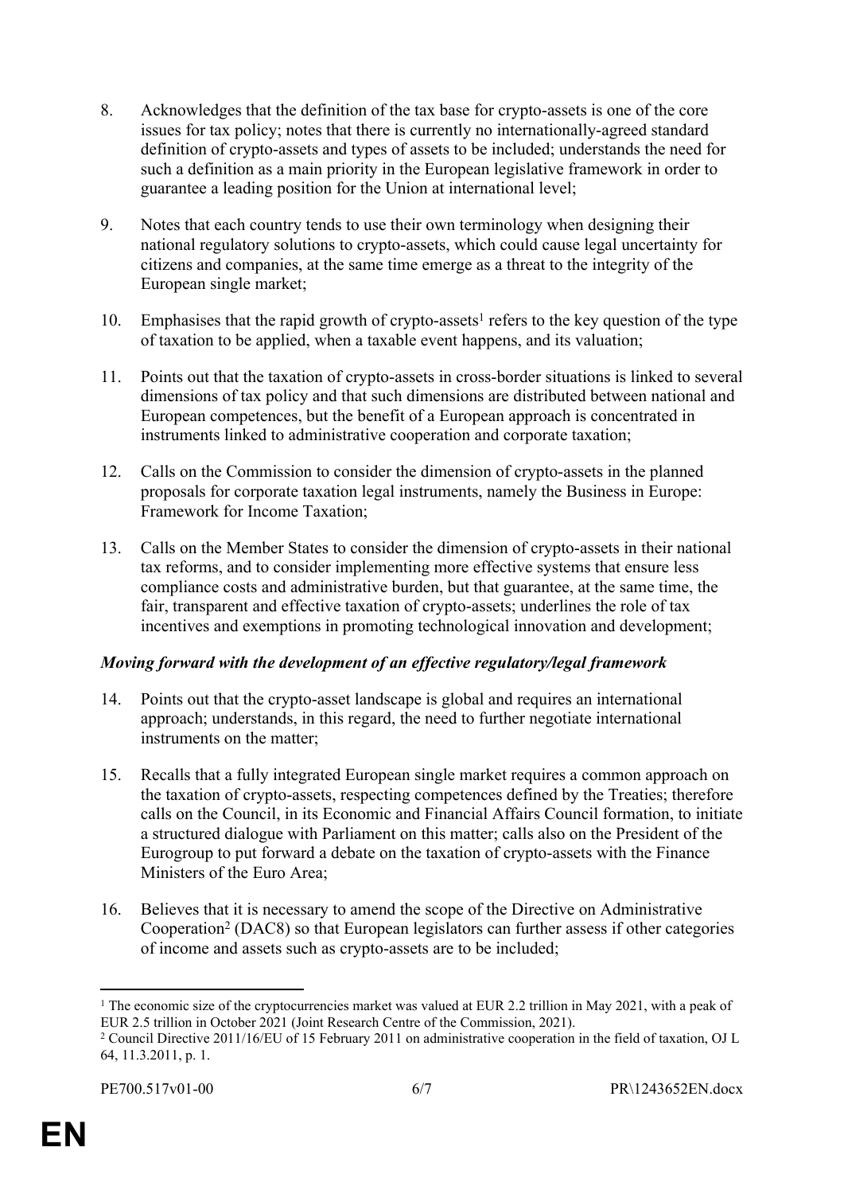8. Acknowledges that the definition of the tax base for crypto-assets is one of the core issues for tax policy; notes that there is currently no internationally-agreed standard definition of crypto-assets and types of assets to be included; understands the need for such a definition as a main priority in the European legislative framework in order to guarantee a leading position for the Union at international level;

9. Notes that each country tends to use their own terminology when designing their national regulatory solutions to crypto-assets, which could cause legal uncertainty for citizens and companies, at the same time emerge as a threat to the integrity of the European single market;

10. Emphasises that the rapid growth of crypto-assets[1] refers to the key question of the type of taxation to be applied, when a taxable event happens, and its valuation;

11. Points out that the taxation of crypto-assets in cross-border situations is linked to several dimensions of tax policy and that such dimensions are distributed between national and European competences, but the benefit of a European approach is concentrated in instruments linked to administrative cooperation and corporate taxation;

12. Calls on the Commission to consider the dimension of crypto-assets in the planned proposals for corporate taxation legal instruments, namely the Business in Europe: Framework for Income Taxation;

13. Calls on the Member States to consider the dimension of crypto-assets in their national tax reforms, and to consider implementing more effective systems that ensure less compliance costs and administrative burden, but that guarantee, at the same time, the fair, transparent and effective taxation of crypto-assets; underlines the role of tax incentives and exemptions in promoting technological innovation and development;

***Moving forward with the development of an effective regulatory/legal framework***

14. Points out that the crypto-asset landscape is global and requires an international approach; understands, in this regard, the need to further negotiate international instruments on the matter;

15. Recalls that a fully integrated European single market requires a common approach on the taxation of crypto-assets, respecting competences defined by the Treaties; therefore calls on the Council, in its Economic and Financial Affairs Council formation, to initiate a structured dialogue with Parliament on this matter; calls also on the President of the Eurogroup to put forward a debate on the taxation of crypto-assets with the Finance Ministers of the Euro Area;

16. Believes that it is necessary to amend the scope of the Directive on Administrative Cooperation[2] (DAC8) so that European legislators can further assess if other categories of income and assets such as crypto-assets are to be included;

---

[1] The economic size of the cryptocurrencies market was valued at EUR 2.2 trillion in May 2021, with a peak of EUR 2.5 trillion in October 2021 (Joint Research Centre of the Commission, 2021).

[2] Council Directive 2011/16/EU of 15 February 2011 on administrative cooperation in the field of taxation, OJ L 64, 11.3.2011, p. 1.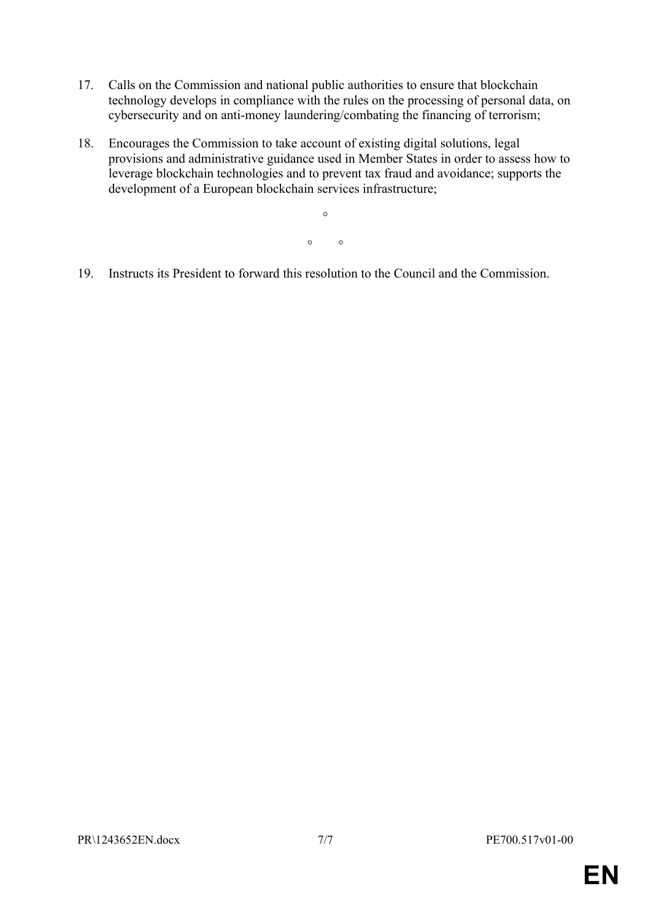17. Calls on the Commission and national public authorities to ensure that blockchain technology develops in compliance with the rules on the processing of personal data, on cybersecurity and on anti-money laundering/combating the financing of terrorism;

18. Encourages the Commission to take account of existing digital solutions, legal provisions and administrative guidance used in Member States in order to assess how to leverage blockchain technologies and to prevent tax fraud and avoidance; supports the development of a European blockchain services infrastructure;

°

° °

19. Instructs its President to forward this resolution to the Council and the Commission.